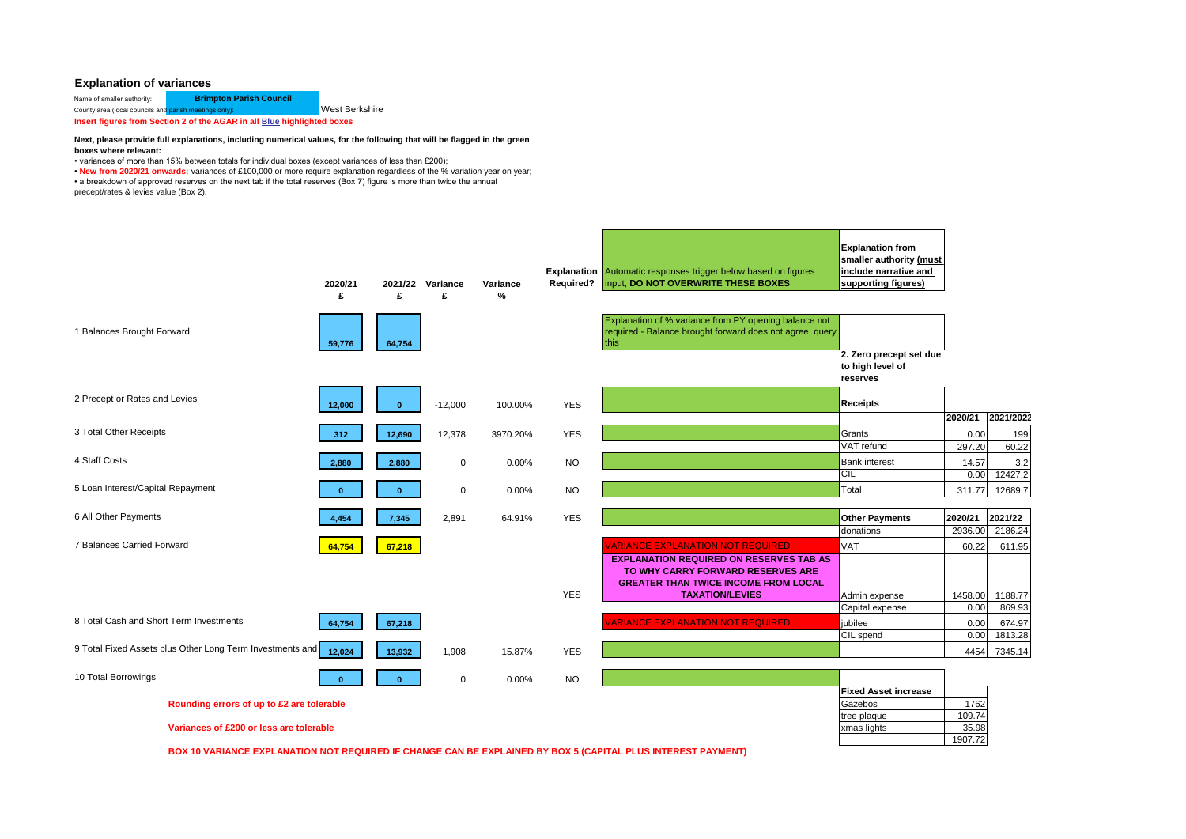## Explanation of variances

Name of smaller authority: **Brimpton Parish Council**

County area (local councils and parish meetings only): West Berkshire

**Insert figures from Section 2 of the AGAR in all Blue highlighted boxes**

**Next, please provide full explanations, including numerical values, for the following that will be flagged in the green boxes where relevant:**

- variances of more than 15% between totals for individual boxes (except variances of less than £200);
- **New from 2020/21 onwards:** variances of £100,000 or more require explanation regardless of the % variation year on year;
- a breakdown of approved reserves on the next tab if the total reserves (Box 7) figure is more than twice the annual precept/rates & levies value (Box 2).

| | 2020/21 £ | 2021/22 £ | Variance £ | Variance % | Explanation Required? | Automatic responses trigger below based on figures input, DO NOT OVERWRITE THESE BOXES | Explanation from smaller authority (must include narrative and supporting figures) |
|---|---|---|---|---|---|---|---|
| 1 Balances Brought Forward | 59,776 | 64,754 | | | | Explanation of % variance from PY opening balance not required - Balance brought forward does not agree, query this | |
| 2 Precept or Rates and Levies | 12,000 | 0 | -12,000 | 100.00% | YES | | 2. Zero precept set due to high level of reserves |
| 3 Total Other Receipts | 312 | 12,690 | 12,378 | 3970.20% | YES | | |
| 4 Staff Costs | 2,880 | 2,880 | 0 | 0.00% | NO | | |
| 5 Loan Interest/Capital Repayment | 0 | 0 | 0 | 0.00% | NO | | |
| 6 All Other Payments | 4,454 | 7,345 | 2,891 | 64.91% | YES | | |
| 7 Balances Carried Forward | 64,754 | 67,218 | | | YES | VARIANCE EXPLANATION NOT REQUIRED / EXPLANATION REQUIRED ON RESERVES TAB AS TO WHY CARRY FORWARD RESERVES ARE GREATER THAN TWICE INCOME FROM LOCAL TAXATION/LEVIES | |
| 8 Total Cash and Short Term Investments | 64,754 | 67,218 | | | | VARIANCE EXPLANATION NOT REQUIRED | |
| 9 Total Fixed Assets plus Other Long Term Investments and Assets | 12,024 | 13,932 | 1,908 | 15.87% | YES | | |
| 10 Total Borrowings | 0 | 0 | 0 | 0.00% | NO | | |

| Receipts | 2020/21 | 2021/2022 |
|---|---|---|
| Grants | 0.00 | 199 |
| VAT refund | 297.20 | 60.22 |
| Bank interest | 14.57 | 3.2 |
| CIL | 0.00 | 12427.2 |
| Total | 311.77 | 12689.7 |

| Other Payments | 2020/21 | 2021/22 |
|---|---|---|
| donations | 2936.00 | 2186.24 |
| VAT | 60.22 | 611.95 |
| Admin expense | 1458.00 | 1188.77 |
| Capital expense | 0.00 | 869.93 |
| jubilee | 0.00 | 674.97 |
| CIL spend | 0.00 | 1813.28 |
| | 4454 | 7345.14 |

| Fixed Asset increase | |
|---|---|
| Gazebos | 1762 |
| tree plaque | 109.74 |
| xmas lights | 35.98 |
| | 1907.72 |

**Rounding errors of up to £2 are tolerable**

**Variances of £200 or less are tolerable**

**BOX 10 VARIANCE EXPLANATION NOT REQUIRED IF CHANGE CAN BE EXPLAINED BY BOX 5 (CAPITAL PLUS INTEREST PAYMENT)**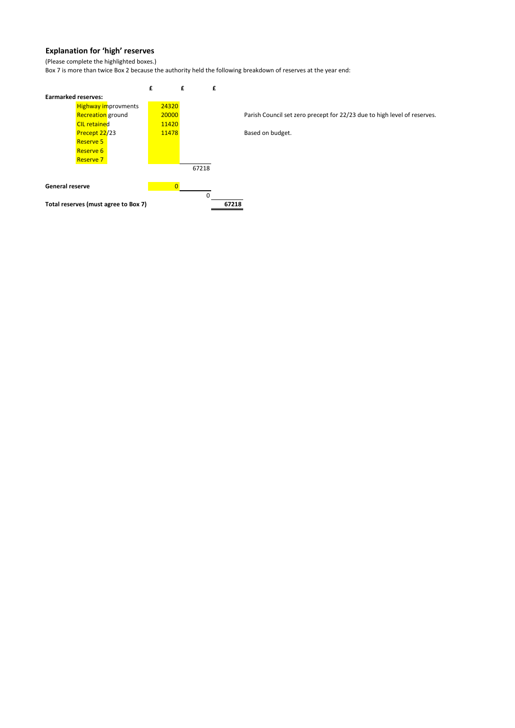## Explanation for 'high' reserves

(Please complete the highlighted boxes.)

Box 7 is more than twice Box 2 because the authority held the following breakdown of reserves at the year end:

| | £ | £ | £ | |
|---|---|---|---|---|
| **Earmarked reserves:** | | | | |
| Highway improvments | 24320 | | | |
| Recreation ground | 20000 | | | Parish Council set zero precept for 22/23 due to high level of reserves. |
| CIL retained | 11420 | | | |
| Precept 22/23 | 11478 | | | Based on budget. |
| Reserve 5 | | | | |
| Reserve 6 | | | | |
| Reserve 7 | | | | |
| | | 67218 | | |
| **General reserve** | 0 | | | |
| | | 0 | | |
| **Total reserves (must agree to Box 7)** | | | **67218** | |